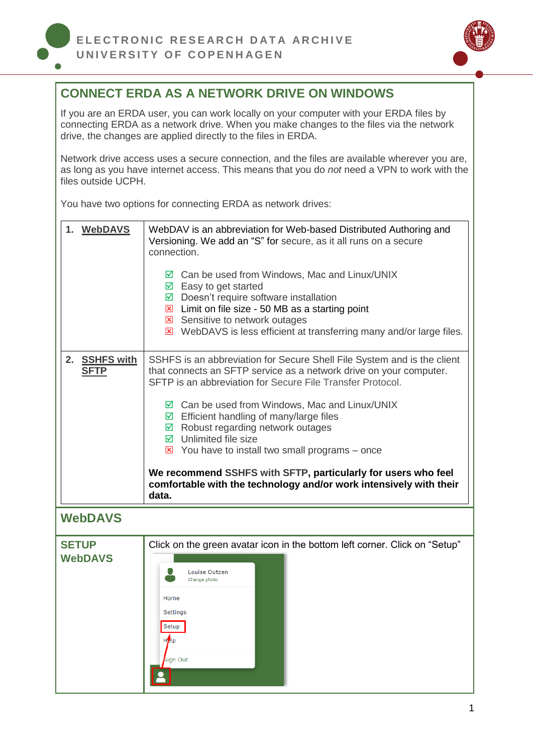# CONNECT ERDA AS A NETWORK DRIVE ON WINDOWS

If you are an ERDA user, you can work locally on your computer with your ERDA files by connecting ERDA as a network drive. When you make changes to the files via the network drive, the changes are applied directly to the files in ERDA.

Network drive access uses a secure connection, and the files are available wherever you are, as long as you have internet access. This means that you do *not* need a VPN to work with the files outside UCPH.

You have two options for connecting ERDA as network drives:

| | |
|---|---|
| 1. **WebDAVS** | WebDAV is an abbreviation for Web-based Distributed Authoring and Versioning. We add an “S” for secure, as it all runs on a secure connection.<br><br>☑ Can be used from Windows, Mac and Linux/UNIX<br>☑ Easy to get started<br>☑ Doesn’t require software installation<br>☒ Limit on file size - 50 MB as a starting point<br>☒ Sensitive to network outages<br>☒ WebDAVS is less efficient at transferring many and/or large files. |
| 2. **SSHFS with SFTP** | SSHFS is an abbreviation for Secure Shell File System and is the client that connects an SFTP service as a network drive on your computer. SFTP is an abbreviation for Secure File Transfer Protocol.<br><br>☑ Can be used from Windows, Mac and Linux/UNIX<br>☑ Efficient handling of many/large files<br>☑ Robust regarding network outages<br>☑ Unlimited file size<br>☒ You have to install two small programs – once<br><br>**We recommend SSHFS with SFTP, particularly for users who feel comfortable with the technology and/or work intensively with their data.** |

## WebDAVS

**SETUP WebDAVS**

Click on the green avatar icon in the bottom left corner. Click on “Setup”

Louise Outzen
Change photo

Home
Settings
Setup
Help
Sign Out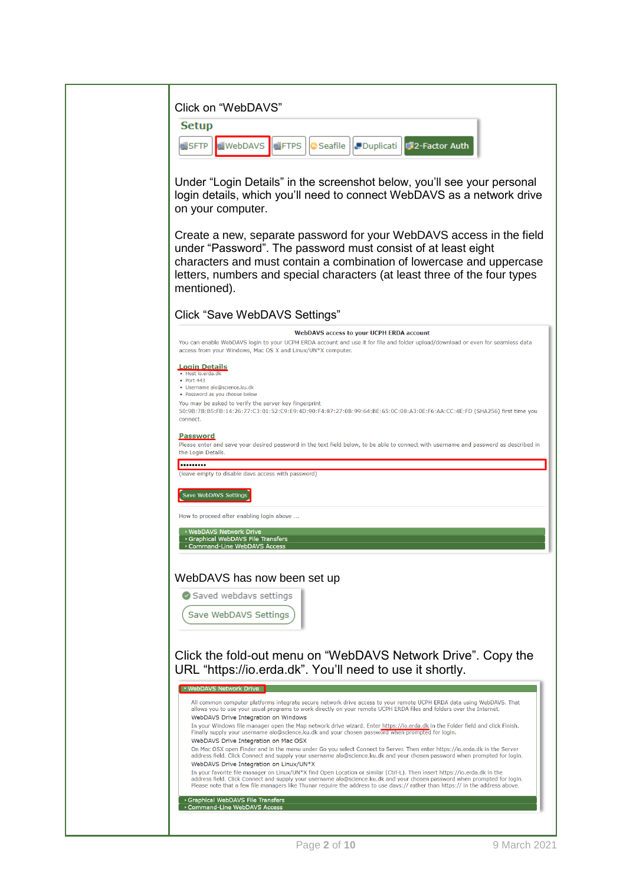Click on "WebDAVS"

Setup

SFTP | WebDAVS | FTPS | Seafile | Duplicati | 2-Factor Auth

Under "Login Details" in the screenshot below, you'll see your personal login details, which you'll need to connect WebDAVS as a network drive on your computer.

Create a new, separate password for your WebDAVS access in the field under "Password". The password must consist of at least eight characters and must contain a combination of lowercase and uppercase letters, numbers and special characters (at least three of the four types mentioned).

Click "Save WebDAVS Settings"

**WebDAVS access to your UCPH ERDA account**

You can enable WebDAVS login to your UCPH ERDA account and use it for file and folder upload/download or even for seamless data access from your Windows, Mac OS X and Linux/UN*X computer.

**Login Details**

- Host io.erda.dk
- Port 443
- Username alo@science.ku.dk
- Password as you choose below

You may be asked to verify the server key fingerprint 50:9B:7B:B5:FB:14:26:77:C3:01:52:C9:E9:4D:90:F4:87:27:0B:99:64:BE:65:0C:08:A3:0E:F6:AA:CC:4E:FD (SHA256) first time you connect.

**Password**

Please enter and save your desired password in the text field below, to be able to connect with username and password as described in the Login Details.

•••••••••

(leave empty to disable davs access with password)

Save WebDAVS Settings

How to proceed after enabling login above ...

- WebDAVS Network Drive
- Graphical WebDAVS File Transfers
- Command-Line WebDAVS Access

WebDAVS has now been set up

Saved webdavs settings

Save WebDAVS Settings

Click the fold-out menu on "WebDAVS Network Drive". Copy the URL "https://io.erda.dk". You'll need to use it shortly.

- WebDAVS Network Drive

All common computer platforms integrate secure network drive access to your remote UCPH ERDA data using WebDAVS. That allows you to use your usual programs to work directly on your remote UCPH ERDA files and folders over the Internet.

WebDAVS Drive Integration on Windows

In your Windows file manager open the Map network drive wizard. Enter https://io.erda.dk in the Folder field and click Finish. Finally supply your username alo@science.ku.dk and your chosen password when prompted for login.

WebDAVS Drive Integration on Mac OSX

On Mac OSX open Finder and in the menu under Go you select Connect to Server. Then enter https://io.erda.dk in the Server address field. Click Connect and supply your username alo@science.ku.dk and your chosen password when prompted for login.

WebDAVS Drive Integration on Linux/UN*X

In your favorite file manager on Linux/UN*X find Open Location or similar (Ctrl-L). Then insert https://io.erda.dk in the address field. Click Connect and supply your username alo@science.ku.dk and your chosen password when prompted for login. Please note that a few file managers like Thunar require the address to use davs:// rather than https:// in the address above.

- Graphical WebDAVS File Transfers
- Command-Line WebDAVS Access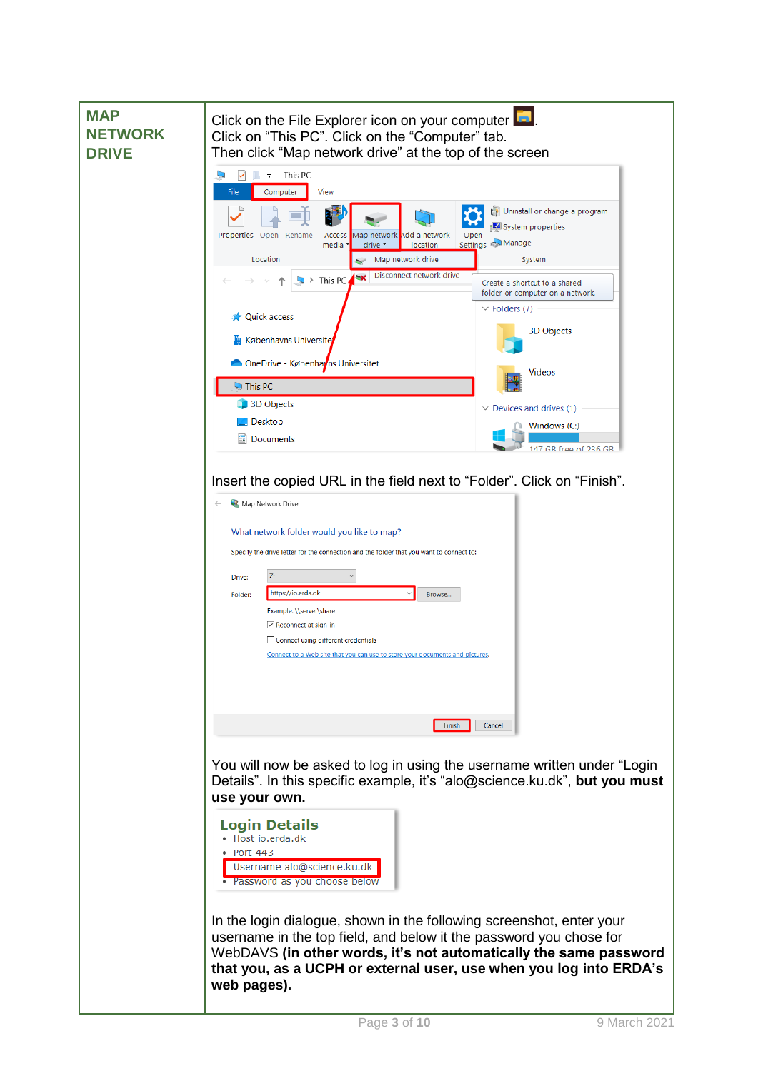## MAP NETWORK DRIVE

Click on the File Explorer icon on your computer .
Click on "This PC". Click on the "Computer" tab.
Then click "Map network drive" at the top of the screen

Insert the copied URL in the field next to "Folder". Click on "Finish".

You will now be asked to log in using the username written under "Login Details". In this specific example, it's "alo@science.ku.dk", **but you must use your own.**

In the login dialogue, shown in the following screenshot, enter your username in the top field, and below it the password you chose for WebDAVS **(in other words, it's not automatically the same password that you, as a UCPH or external user, use when you log into ERDA's web pages).**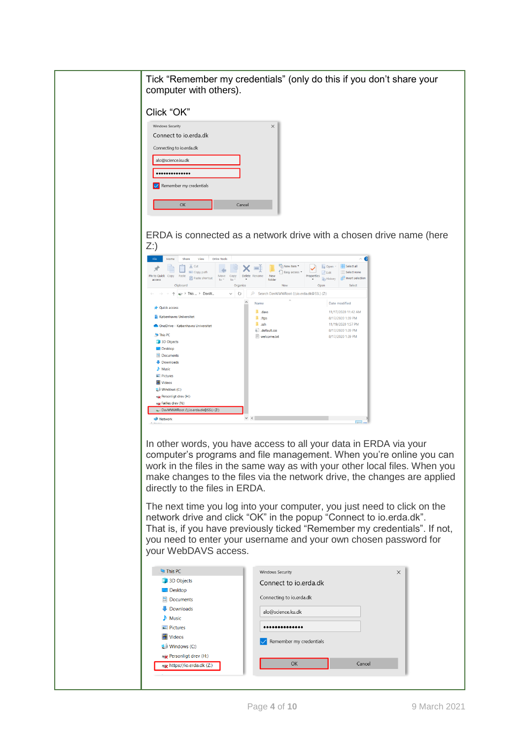Tick “Remember my credentials” (only do this if you don’t share your computer with others).

Click “OK”

ERDA is connected as a network drive with a chosen drive name (here Z:)

In other words, you have access to all your data in ERDA via your computer’s programs and file management. When you’re online you can work in the files in the same way as with your other local files. When you make changes to the files via the network drive, the changes are applied directly to the files in ERDA.

The next time you log into your computer, you just need to click on the network drive and click “OK” in the popup “Connect to io.erda.dk”. That is, if you have previously ticked “Remember my credentials”. If not, you need to enter your username and your own chosen password for your WebDAVS access.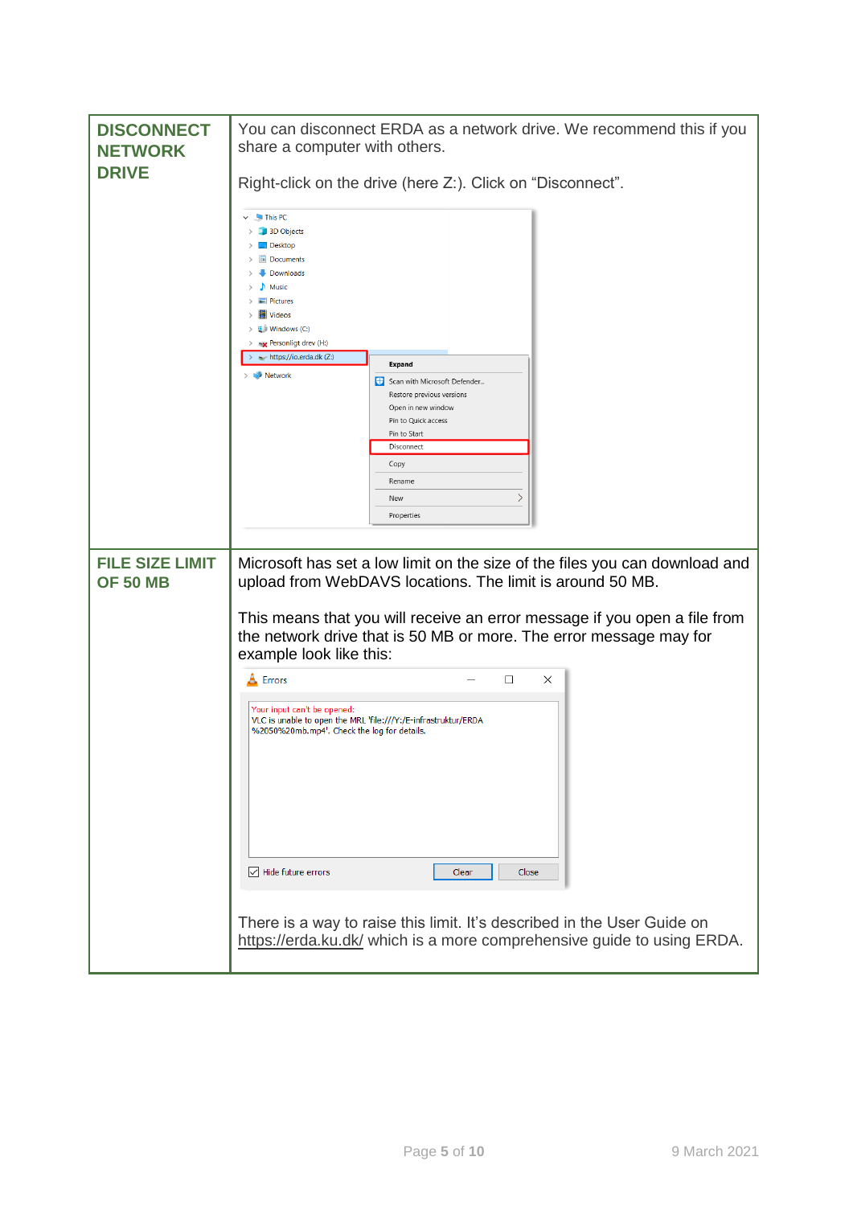| | |
|---|---|
| **DISCONNECT NETWORK DRIVE** | You can disconnect ERDA as a network drive. We recommend this if you share a computer with others.<br><br>Right-click on the drive (here Z:). Click on "Disconnect". |
| **FILE SIZE LIMIT OF 50 MB** | Microsoft has set a low limit on the size of the files you can download and upload from WebDAVS locations. The limit is around 50 MB.<br><br>This means that you will receive an error message if you open a file from the network drive that is 50 MB or more. The error message may for example look like this:<br><br>There is a way to raise this limit. It's described in the User Guide on https://erda.ku.dk/ which is a more comprehensive guide to using ERDA. |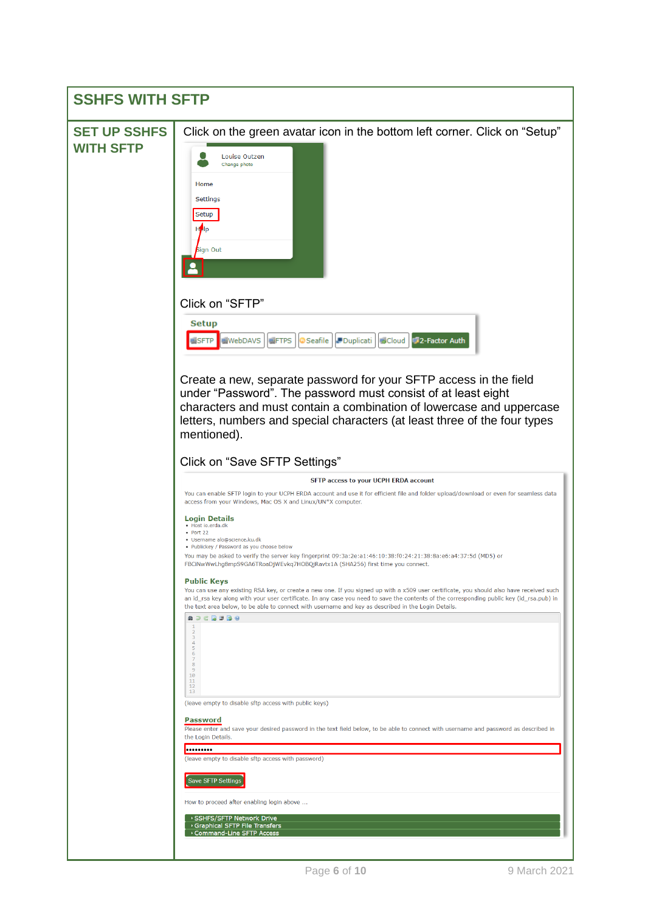# SSHFS WITH SFTP

## SET UP SSHFS WITH SFTP

Click on the green avatar icon in the bottom left corner. Click on "Setup"

Click on "SFTP"

Create a new, separate password for your SFTP access in the field under "Password". The password must consist of at least eight characters and must contain a combination of lowercase and uppercase letters, numbers and special characters (at least three of the four types mentioned).

Click on "Save SFTP Settings"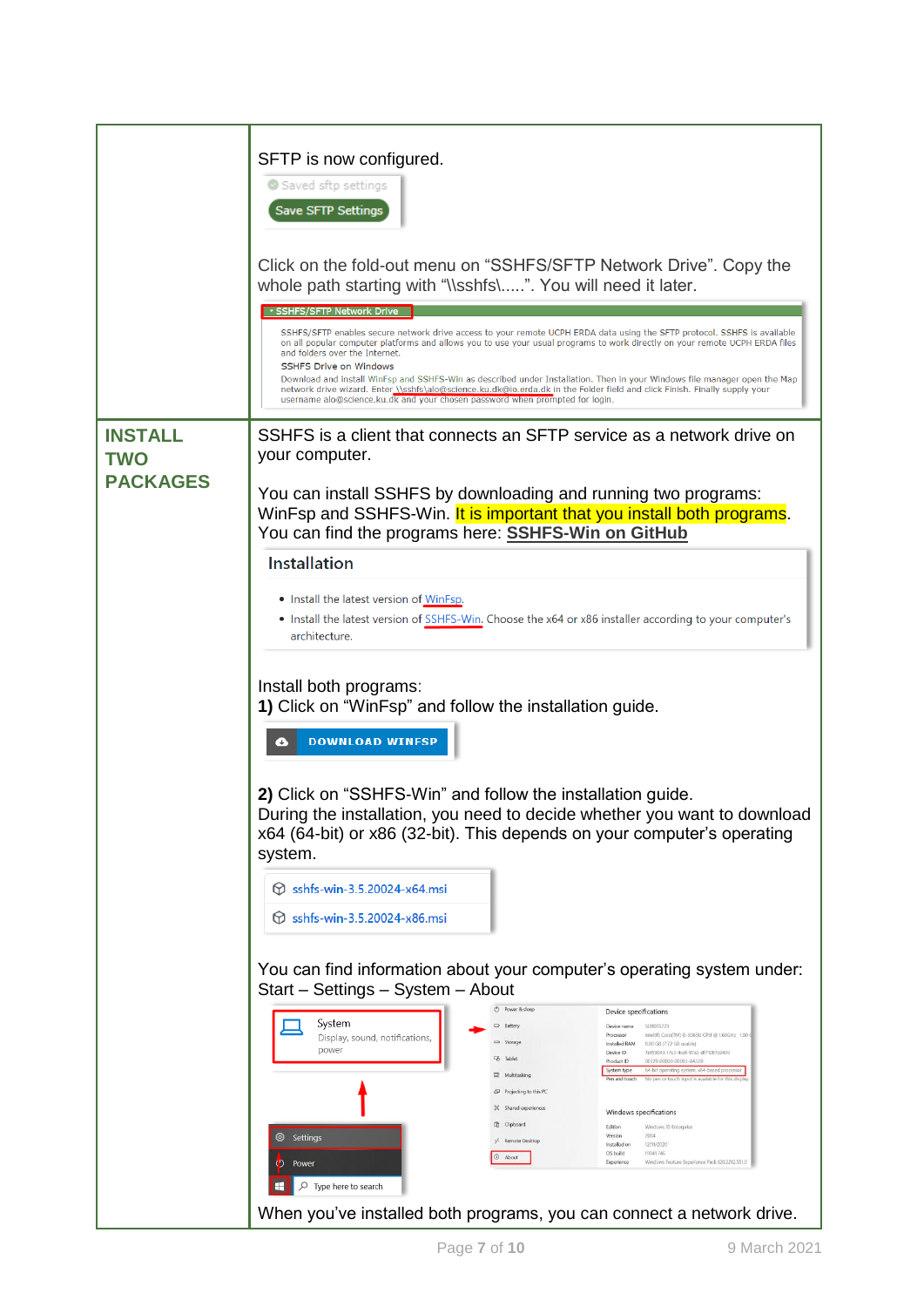SFTP is now configured.

Saved sftp settings

Save SFTP Settings

Click on the fold-out menu on “SSHFS/SFTP Network Drive”. Copy the whole path starting with “\\sshfs\.....”. You will need it later.

SSHFS/SFTP Network Drive

SSHFS/SFTP enables secure network drive access to your remote UCPH ERDA data using the SFTP protocol. SSHFS is available on all popular computer platforms and allows you to use your usual programs to work directly on your remote UCPH ERDA files and folders over the Internet.

SSHFS Drive on Windows

Download and install WinFsp and SSHFS-Win as described under Installation. Then in your Windows file manager open the Map network drive wizard. Enter \\sshfs\alo@science.ku.dk@io.erda.dk in the Folder field and click Finish. Finally supply your username alo@science.ku.dk and your chosen password when prompted for login.

## INSTALL TWO PACKAGES

SSHFS is a client that connects an SFTP service as a network drive on your computer.

You can install SSHFS by downloading and running two programs: WinFsp and SSHFS-Win. It is important that you install both programs. You can find the programs here: **SSHFS-Win on GitHub**

Installation

- Install the latest version of WinFsp.
- Install the latest version of SSHFS-Win. Choose the x64 or x86 installer according to your computer's architecture.

Install both programs:
**1)** Click on “WinFsp” and follow the installation guide.

DOWNLOAD WINFSP

**2)** Click on “SSHFS-Win” and follow the installation guide.
During the installation, you need to decide whether you want to download x64 (64-bit) or x86 (32-bit). This depends on your computer’s operating system.

sshfs-win-3.5.20024-x64.msi

sshfs-win-3.5.20024-x86.msi

You can find information about your computer’s operating system under:
Start – Settings – System – About

When you’ve installed both programs, you can connect a network drive.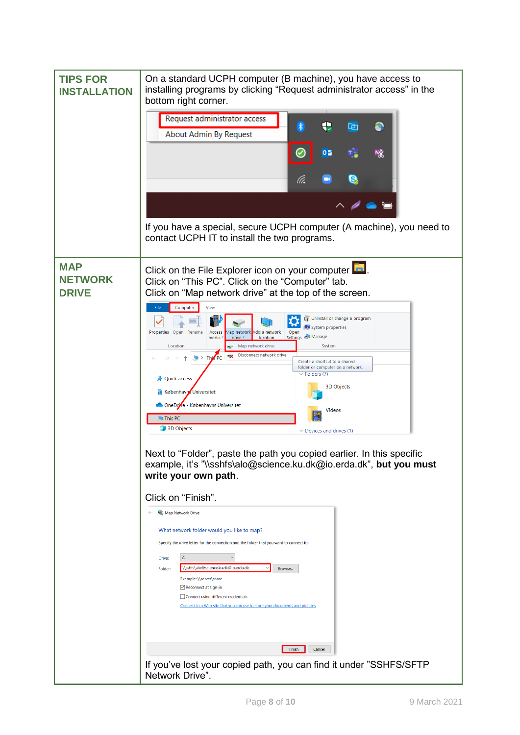| | |
|---|---|
| **TIPS FOR INSTALLATION** | On a standard UCPH computer (B machine), you have access to installing programs by clicking “Request administrator access” in the bottom right corner.<br><br>If you have a special, secure UCPH computer (A machine), you need to contact UCPH IT to install the two programs. |
| **MAP NETWORK DRIVE** | Click on the File Explorer icon on your computer. Click on “This PC”. Click on the “Computer” tab. Click on “Map network drive” at the top of the screen.<br><br>Next to “Folder”, paste the path you copied earlier. In this specific example, it’s "\\sshfs\alo@science.ku.dk@io.erda.dk”, **but you must write your own path**.<br><br>Click on “Finish”.<br><br>If you’ve lost your copied path, you can find it under ”SSHFS/SFTP Network Drive”. |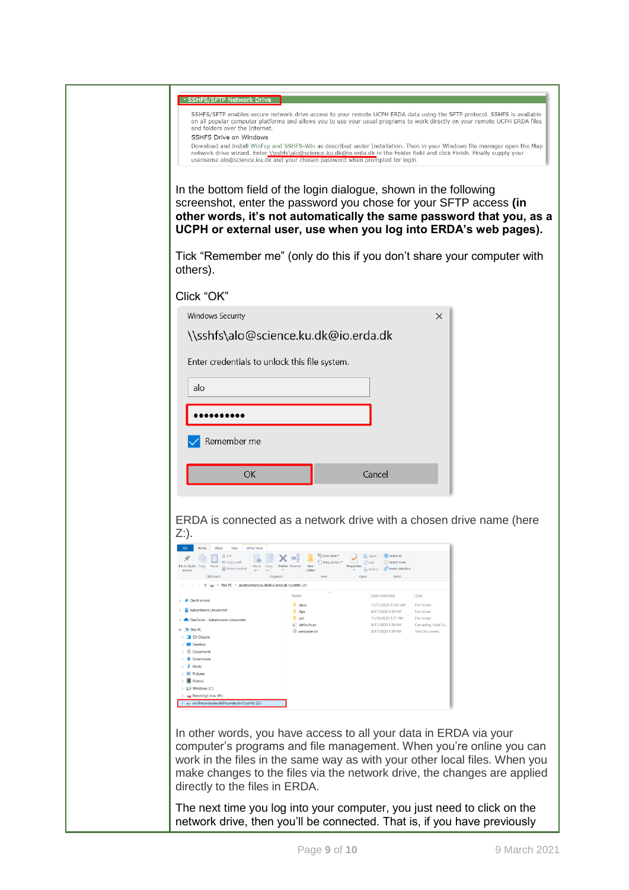▾ SSHFS/SFTP Network Drive

SSHFS/SFTP enables secure network drive access to your remote UCPH ERDA data using the SFTP protocol. SSHFS is available on all popular computer platforms and allows you to use your usual programs to work directly on your remote UCPH ERDA files and folders over the Internet.

SSHFS Drive on Windows

Download and install WinFsp and SSHFS-Win as described under Installation. Then in your Windows file manager open the Map network drive wizard. Enter \\sshfs\alo@science.ku.dk@io.erda.dk in the Folder field and click Finish. Finally supply your username alo@science.ku.dk and your chosen password when prompted for login.

In the bottom field of the login dialogue, shown in the following screenshot, enter the password you chose for your SFTP access **(in other words, it's not automatically the same password that you, as a UCPH or external user, use when you log into ERDA's web pages).**

Tick "Remember me" (only do this if you don't share your computer with others).

Click "OK"

Windows Security

\\sshfs\alo@science.ku.dk@io.erda.dk

Enter credentials to unlock this file system.

alo

••••••••••

Remember me

OK | Cancel

ERDA is connected as a network drive with a chosen drive name (here Z:).

In other words, you have access to all your data in ERDA via your computer's programs and file management. When you're online you can work in the files in the same way as with your other local files. When you make changes to the files via the network drive, the changes are applied directly to the files in ERDA.

The next time you log into your computer, you just need to click on the network drive, then you'll be connected. That is, if you have previously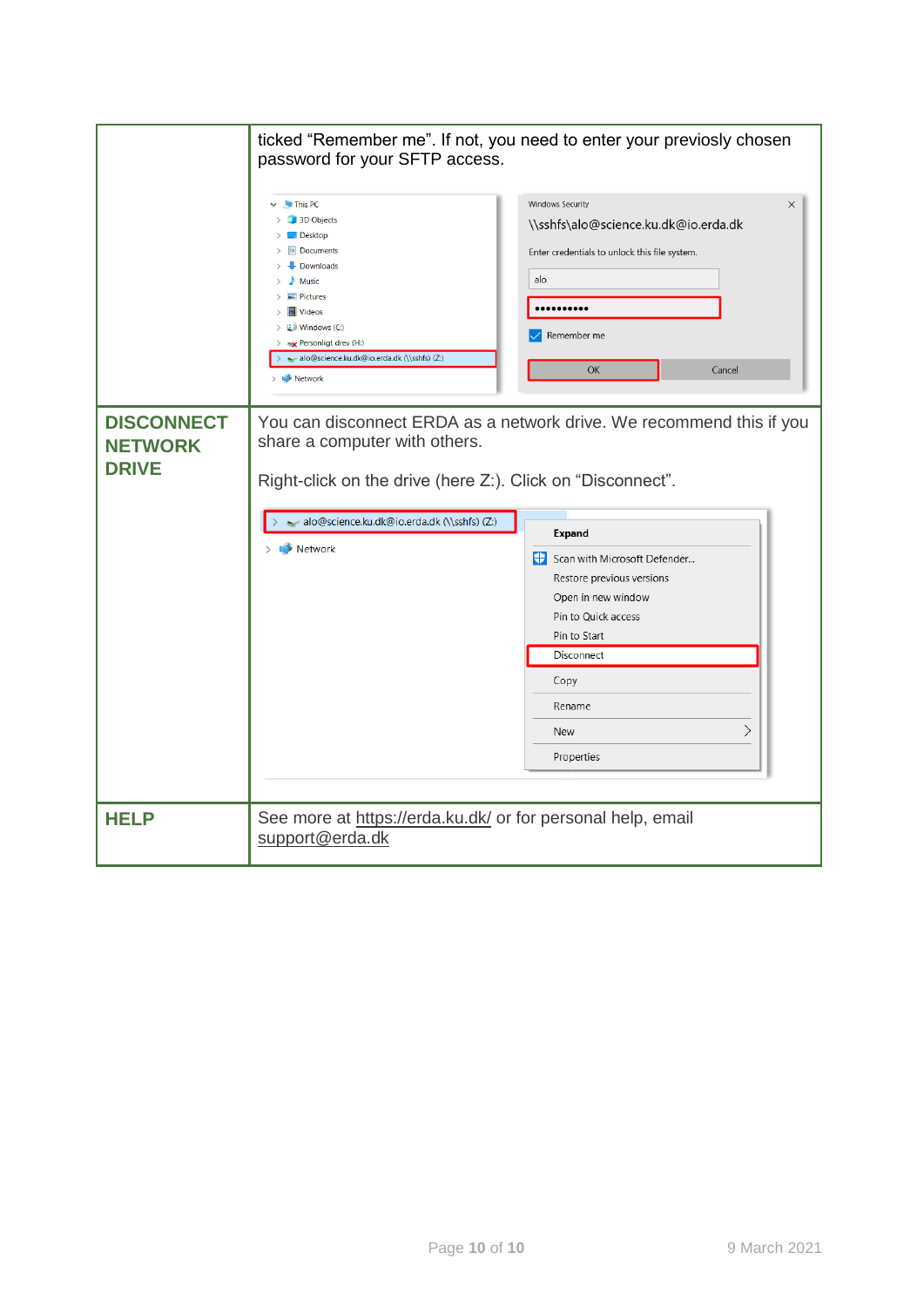| | |
|---|---|
| | ticked “Remember me”. If not, you need to enter your previously chosen password for your SFTP access. |
| **DISCONNECT NETWORK DRIVE** | You can disconnect ERDA as a network drive. We recommend this if you share a computer with others.<br><br>Right-click on the drive (here Z:). Click on “Disconnect”. |
| **HELP** | See more at https://erda.ku.dk/ or for personal help, email support@erda.dk |